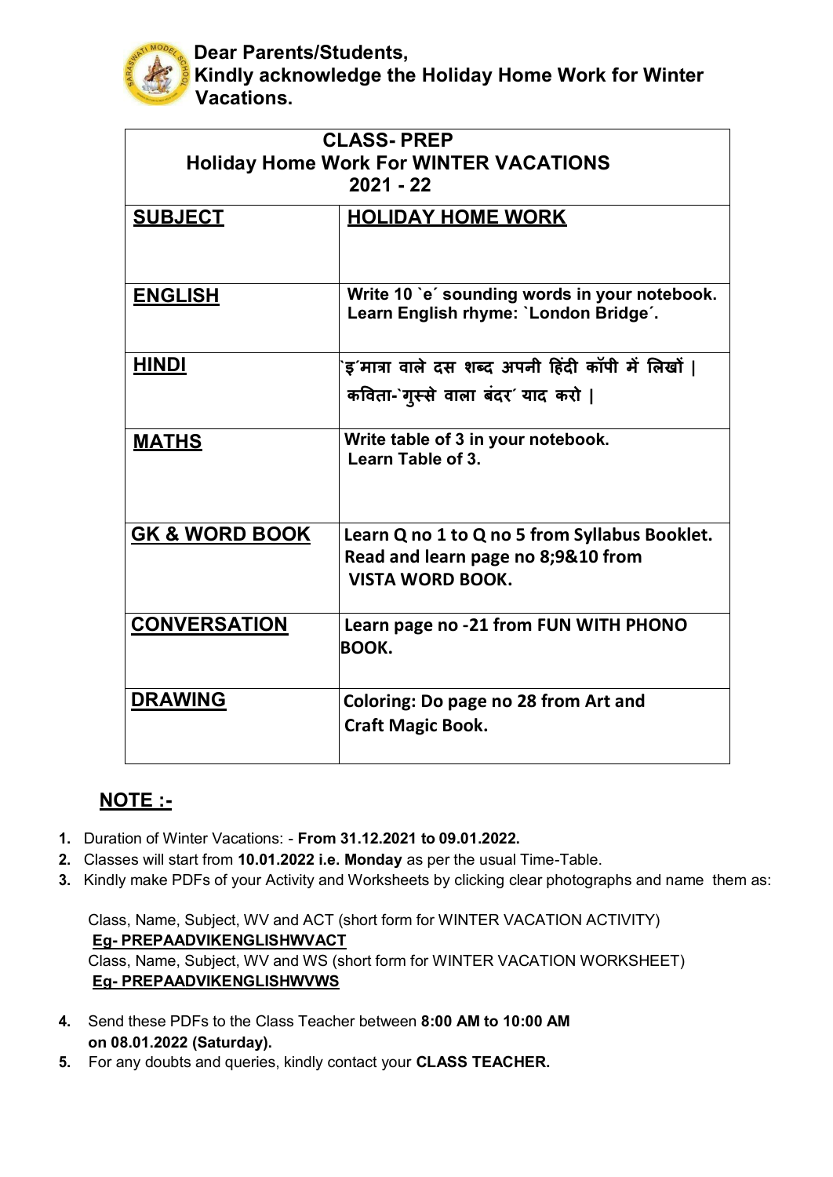**Dear Parents/Students,**
**Kindly acknowledge the Holiday Home Work for Winter Vacations.**

| **CLASS- PREP Holiday Home Work For WINTER VACATIONS 2021 - 22** | |
|---|---|
| **SUBJECT** | **HOLIDAY HOME WORK** |
| **ENGLISH** | **Write 10 \`e´ sounding words in your notebook. Learn English rhyme: \`London Bridge´.** |
| **HINDI** | **\`इ´मात्रा वाले दस शब्द अपनी हिंदी कॉपी में लिखों। कविता-\`गुस्से वाला बंदर´ याद करो।** |
| **MATHS** | **Write table of 3 in your notebook. Learn Table of 3.** |
| **GK & WORD BOOK** | **Learn Q no 1 to Q no 5 from Syllabus Booklet. Read and learn page no 8;9&10 from VISTA WORD BOOK.** |
| **CONVERSATION** | **Learn page no -21 from FUN WITH PHONO BOOK.** |
| **DRAWING** | **Coloring: Do page no 28 from Art and Craft Magic Book.** |

## NOTE :-

1. Duration of Winter Vacations: - **From 31.12.2021 to 09.01.2022.**
2. Classes will start from **10.01.2022 i.e. Monday** as per the usual Time-Table.
3. Kindly make PDFs of your Activity and Worksheets by clicking clear photographs and name them as:

   Class, Name, Subject, WV and ACT (short form for WINTER VACATION ACTIVITY)
   **Eg- PREPAADVIKENGLISHWVACT**
   Class, Name, Subject, WV and WS (short form for WINTER VACATION WORKSHEET)
   **Eg- PREPAADVIKENGLISHWVWS**

4. Send these PDFs to the Class Teacher between **8:00 AM to 10:00 AM on 08.01.2022 (Saturday).**
5. For any doubts and queries, kindly contact your **CLASS TEACHER.**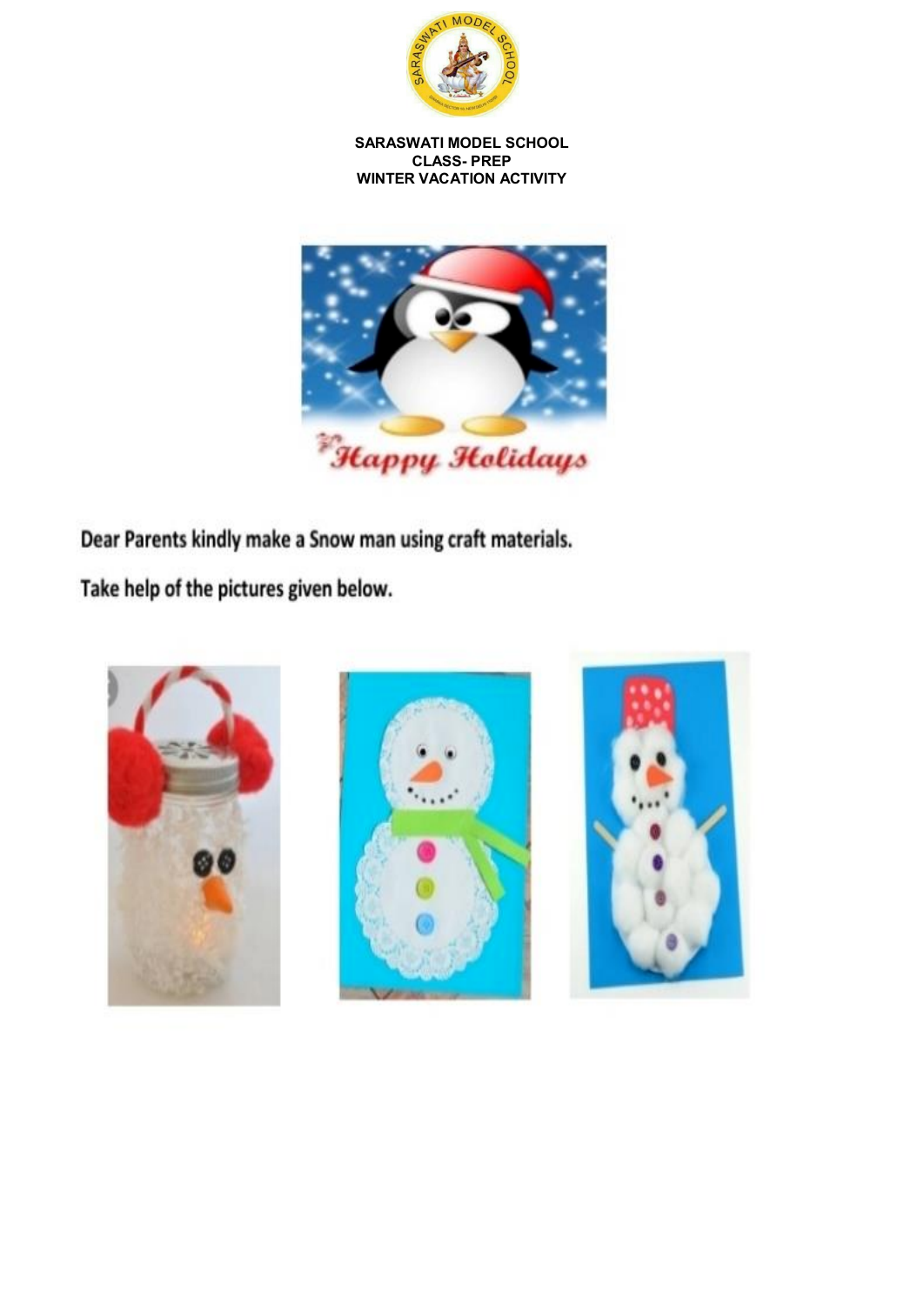**SARASWATI MODEL SCHOOL**
**CLASS- PREP**
**WINTER VACATION ACTIVITY**

Dear Parents kindly make a Snow man using craft materials.

Take help of the pictures given below.